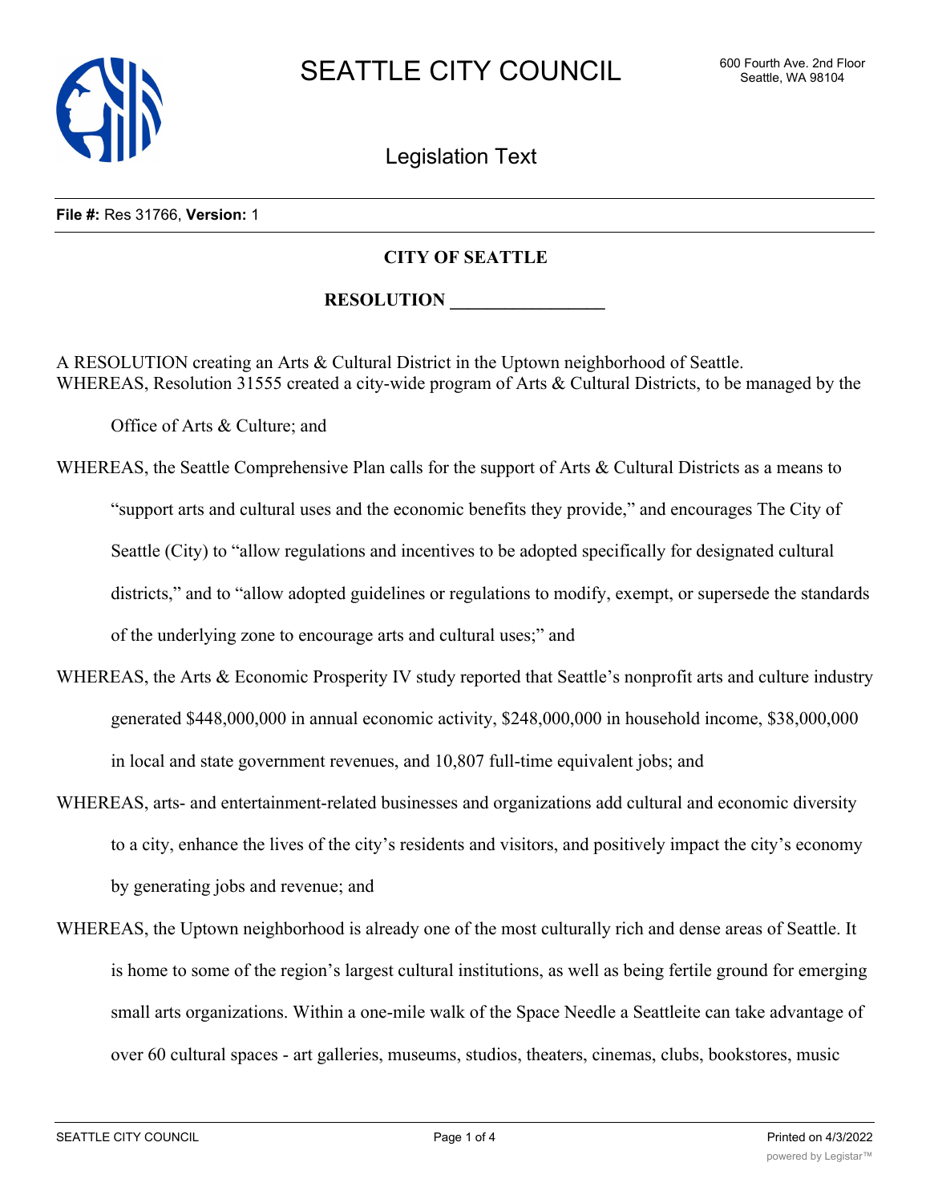# SEATTLE CITY COUNCIL

600 Fourth Ave. 2nd Floor
Seattle, WA 98104

## Legislation Text

**File #:** Res 31766, **Version:** 1

**CITY OF SEATTLE**

**RESOLUTION \_\_\_\_\_\_\_\_\_\_\_\_\_\_\_\_\_**

A RESOLUTION creating an Arts & Cultural District in the Uptown neighborhood of Seattle.

WHEREAS, Resolution 31555 created a city-wide program of Arts & Cultural Districts, to be managed by the Office of Arts & Culture; and

WHEREAS, the Seattle Comprehensive Plan calls for the support of Arts & Cultural Districts as a means to "support arts and cultural uses and the economic benefits they provide," and encourages The City of Seattle (City) to "allow regulations and incentives to be adopted specifically for designated cultural districts," and to "allow adopted guidelines or regulations to modify, exempt, or supersede the standards of the underlying zone to encourage arts and cultural uses;" and

WHEREAS, the Arts & Economic Prosperity IV study reported that Seattle's nonprofit arts and culture industry generated $448,000,000 in annual economic activity, $248,000,000 in household income, $38,000,000 in local and state government revenues, and 10,807 full-time equivalent jobs; and

WHEREAS, arts- and entertainment-related businesses and organizations add cultural and economic diversity to a city, enhance the lives of the city's residents and visitors, and positively impact the city's economy by generating jobs and revenue; and

WHEREAS, the Uptown neighborhood is already one of the most culturally rich and dense areas of Seattle. It is home to some of the region's largest cultural institutions, as well as being fertile ground for emerging small arts organizations. Within a one-mile walk of the Space Needle a Seattleite can take advantage of over 60 cultural spaces - art galleries, museums, studios, theaters, cinemas, clubs, bookstores, music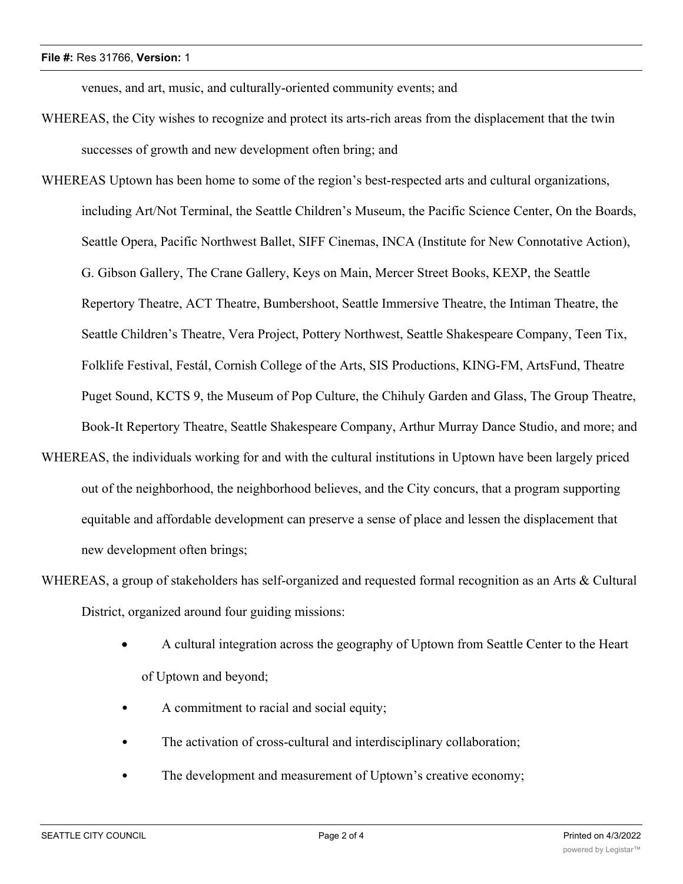venues, and art, music, and culturally-oriented community events; and

WHEREAS, the City wishes to recognize and protect its arts-rich areas from the displacement that the twin successes of growth and new development often bring; and

WHEREAS Uptown has been home to some of the region's best-respected arts and cultural organizations, including Art/Not Terminal, the Seattle Children's Museum, the Pacific Science Center, On the Boards, Seattle Opera, Pacific Northwest Ballet, SIFF Cinemas, INCA (Institute for New Connotative Action), G. Gibson Gallery, The Crane Gallery, Keys on Main, Mercer Street Books, KEXP, the Seattle Repertory Theatre, ACT Theatre, Bumbershoot, Seattle Immersive Theatre, the Intiman Theatre, the Seattle Children's Theatre, Vera Project, Pottery Northwest, Seattle Shakespeare Company, Teen Tix, Folklife Festival, Festál, Cornish College of the Arts, SIS Productions, KING-FM, ArtsFund, Theatre Puget Sound, KCTS 9, the Museum of Pop Culture, the Chihuly Garden and Glass, The Group Theatre, Book-It Repertory Theatre, Seattle Shakespeare Company, Arthur Murray Dance Studio, and more; and

WHEREAS, the individuals working for and with the cultural institutions in Uptown have been largely priced out of the neighborhood, the neighborhood believes, and the City concurs, that a program supporting equitable and affordable development can preserve a sense of place and lessen the displacement that new development often brings;

WHEREAS, a group of stakeholders has self-organized and requested formal recognition as an Arts & Cultural District, organized around four guiding missions:

- A cultural integration across the geography of Uptown from Seattle Center to the Heart of Uptown and beyond;
- A commitment to racial and social equity;
- The activation of cross-cultural and interdisciplinary collaboration;
- The development and measurement of Uptown's creative economy;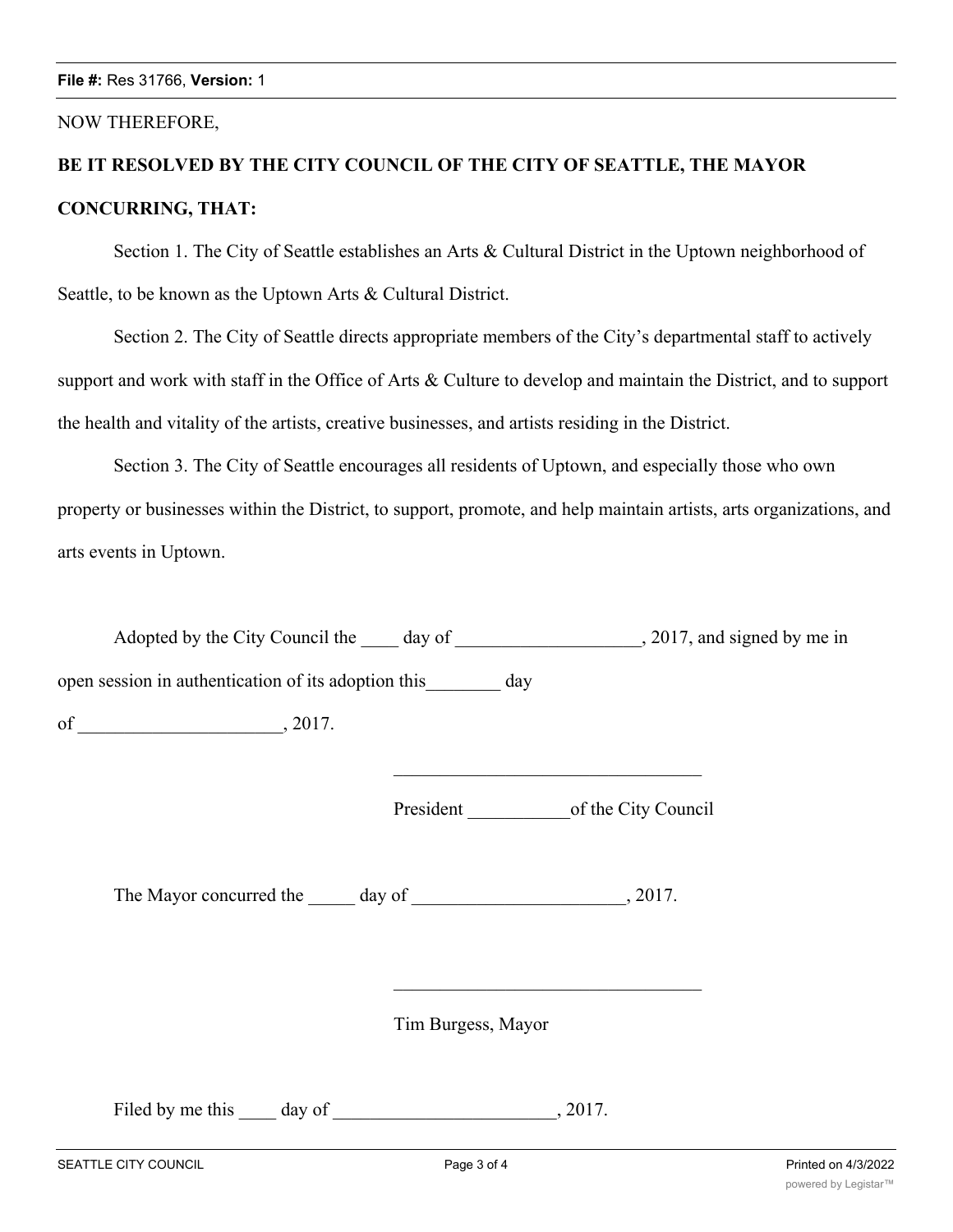NOW THEREFORE,

**BE IT RESOLVED BY THE CITY COUNCIL OF THE CITY OF SEATTLE, THE MAYOR CONCURRING, THAT:**

Section 1. The City of Seattle establishes an Arts & Cultural District in the Uptown neighborhood of Seattle, to be known as the Uptown Arts & Cultural District.

Section 2. The City of Seattle directs appropriate members of the City's departmental staff to actively support and work with staff in the Office of Arts & Culture to develop and maintain the District, and to support the health and vitality of the artists, creative businesses, and artists residing in the District.

Section 3. The City of Seattle encourages all residents of Uptown, and especially those who own property or businesses within the District, to support, promote, and help maintain artists, arts organizations, and arts events in Uptown.

Adopted by the City Council the ____ day of ____________________, 2017, and signed by me in open session in authentication of its adoption this________ day of ______________________, 2017.

__________________________________

President ___________of the City Council

The Mayor concurred the _____ day of _______________________, 2017.

__________________________________

Tim Burgess, Mayor

Filed by me this ____ day of ________________________, 2017.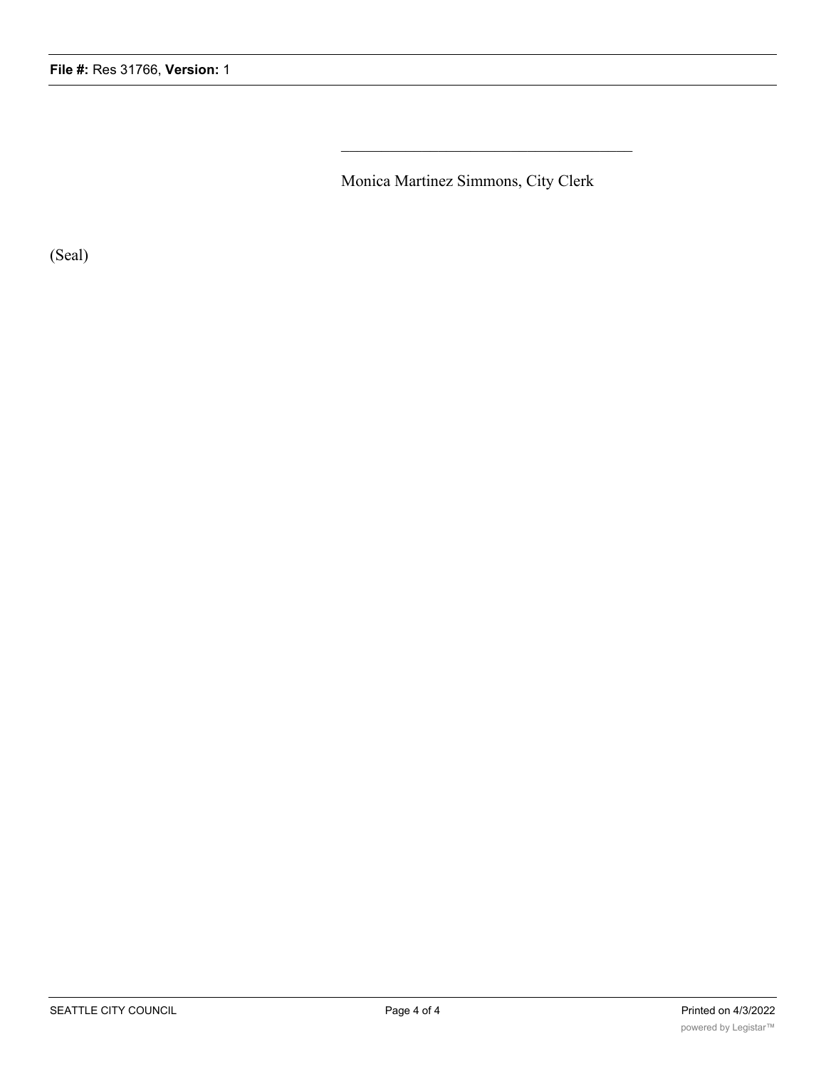\_\_\_\_\_\_\_\_\_\_\_\_\_\_\_\_\_\_\_\_\_\_\_\_\_\_\_\_\_\_\_\_\_\_\_\_\_\_\_

Monica Martinez Simmons, City Clerk

(Seal)